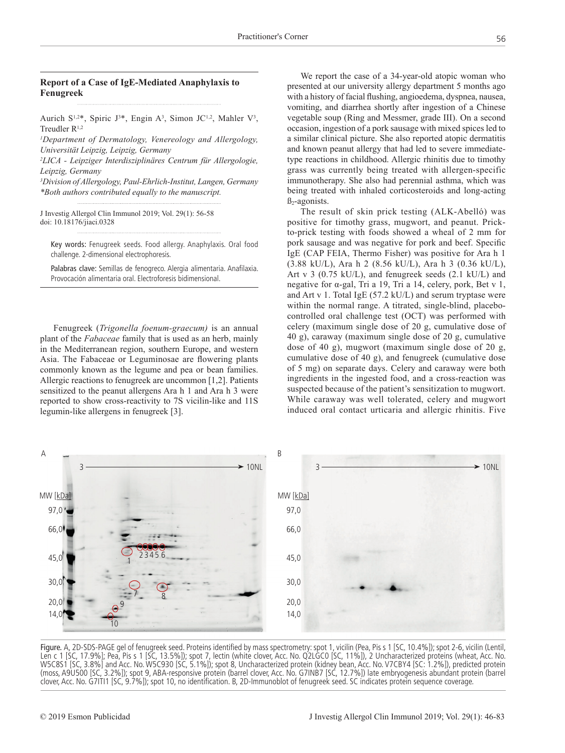## Report of a Case of IgE-Mediated Anaphylaxis to Fenugreek

Aurich S[1,2]*, Spiric J[3]*, Engin A[3], Simon JC[1,2], Mahler V[3], Treudler R[1,2]

[1]*Department of Dermatology, Venereology and Allergology, Universität Leipzig, Leipzig, Germany*

[2]*LICA - Leipziger Interdisziplinäres Centrum für Allergologie, Leipzig, Germany*

[3]*Division of Allergology, Paul-Ehrlich-Institut, Langen, Germany*

**Both authors contributed equally to the manuscript.*

J Investig Allergol Clin Immunol 2019; Vol. 29(1): 56-58
doi: 10.18176/jiaci.0328

Key words: Fenugreek seeds. Food allergy. Anaphylaxis. Oral food challenge. 2-dimensional electrophoresis.

Palabras clave: Semillas de fenogreco. Alergia alimentaria. Anafilaxia. Provocación alimentaria oral. Electroforesis bidimensional.

Fenugreek (*Trigonella foenum-graecum)* is an annual plant of the *Fabaceae* family that is used as an herb, mainly in the Mediterranean region, southern Europe, and western Asia. The Fabaceae or Leguminosae are flowering plants commonly known as the legume and pea or bean families. Allergic reactions to fenugreek are uncommon [1,2]. Patients sensitized to the peanut allergens Ara h 1 and Ara h 3 were reported to show cross-reactivity to 7S vicilin-like and 11S legumin-like allergens in fenugreek [3].

We report the case of a 34-year-old atopic woman who presented at our university allergy department 5 months ago with a history of facial flushing, angioedema, dyspnea, nausea, vomiting, and diarrhea shortly after ingestion of a Chinese vegetable soup (Ring and Messmer, grade III). On a second occasion, ingestion of a pork sausage with mixed spices led to a similar clinical picture. She also reported atopic dermatitis and known peanut allergy that had led to severe immediate-type reactions in childhood. Allergic rhinitis due to timothy grass was currently being treated with allergen-specific immunotherapy. She also had perennial asthma, which was being treated with inhaled corticosteroids and long-acting $\beta_2$-agonists.

The result of skin prick testing (ALK-Abelló) was positive for timothy grass, mugwort, and peanut. Prick-to-prick testing with foods showed a wheal of 2 mm for pork sausage and was negative for pork and beef. Specific IgE (CAP FEIA, Thermo Fisher) was positive for Ara h 1 (3.88 kU/L), Ara h 2 (8.56 kU/L), Ara h 3 (0.36 kU/L), Art v 3 (0.75 kU/L), and fenugreek seeds (2.1 kU/L) and negative for α-gal, Tri a 19, Tri a 14, celery, pork, Bet v 1, and Art v 1. Total IgE (57.2 kU/L) and serum tryptase were within the normal range. A titrated, single-blind, placebo-controlled oral challenge test (OCT) was performed with celery (maximum single dose of 20 g, cumulative dose of 40 g), caraway (maximum single dose of 20 g, cumulative dose of 40 g), mugwort (maximum single dose of 20 g, cumulative dose of 40 g), and fenugreek (cumulative dose of 5 mg) on separate days. Celery and caraway were both ingredients in the ingested food, and a cross-reaction was suspected because of the patient's sensitization to mugwort. While caraway was well tolerated, celery and mugwort induced oral contact urticaria and allergic rhinitis. Five

Figure. A, 2D-SDS-PAGE gel of fenugreek seed. Proteins identified by mass spectrometry: spot 1, vicilin (Pea, Pis s 1 [SC, 10.4%]); spot 2-6, vicilin (Lentil, Len c 1 [SC, 17.9%]; Pea, Pis s 1 [SC, 13.5%]); spot 7, lectin (white clover, Acc. No. Q2LGC0 [SC, 11%]), 2 Uncharacterized proteins (wheat, Acc. No. W5C8S1 [SC, 3.8%] and Acc. No. W5C930 [SC, 5.1%]); spot 8, Uncharacterized protein (kidney bean, Acc. No. V7CBY4 [SC: 1.2%]), predicted protein (moss, A9U500 [SC, 3.2%]); spot 9, ABA-responsive protein (barrel clover, Acc. No. G7INB7 [SC, 12.7%]) late embryogenesis abundant protein (barrel clover, Acc. No. G7ITI1 [SC, 9.7%]); spot 10, no identification. B, 2D-Immunoblot of fenugreek seed. SC indicates protein sequence coverage.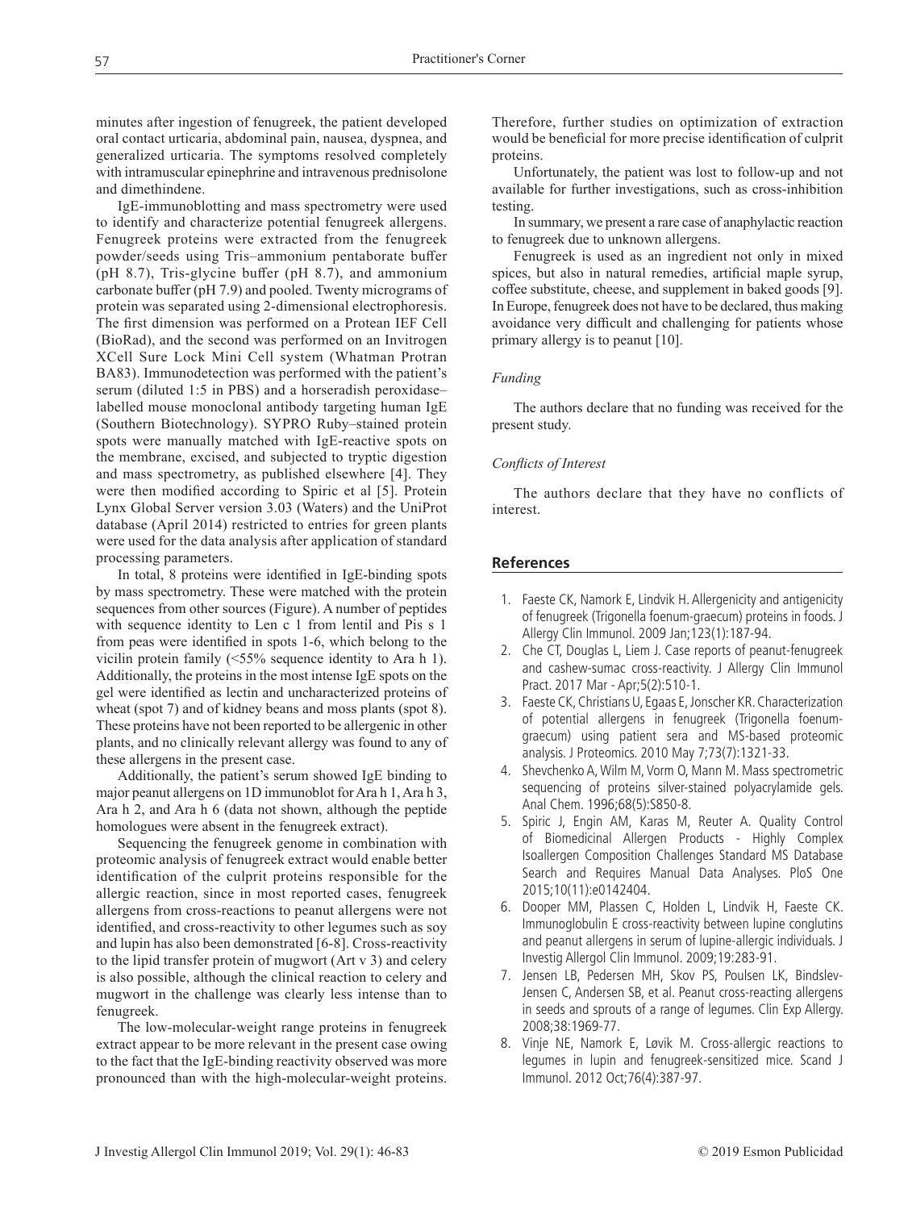minutes after ingestion of fenugreek, the patient developed oral contact urticaria, abdominal pain, nausea, dyspnea, and generalized urticaria. The symptoms resolved completely with intramuscular epinephrine and intravenous prednisolone and dimethindene.

IgE-immunoblotting and mass spectrometry were used to identify and characterize potential fenugreek allergens. Fenugreek proteins were extracted from the fenugreek powder/seeds using Tris–ammonium pentaborate buffer (pH 8.7), Tris-glycine buffer (pH 8.7), and ammonium carbonate buffer (pH 7.9) and pooled. Twenty micrograms of protein was separated using 2-dimensional electrophoresis. The first dimension was performed on a Protean IEF Cell (BioRad), and the second was performed on an Invitrogen XCell Sure Lock Mini Cell system (Whatman Protran BA83). Immunodetection was performed with the patient's serum (diluted 1:5 in PBS) and a horseradish peroxidase–labelled mouse monoclonal antibody targeting human IgE (Southern Biotechnology). SYPRO Ruby–stained protein spots were manually matched with IgE-reactive spots on the membrane, excised, and subjected to tryptic digestion and mass spectrometry, as published elsewhere [4]. They were then modified according to Spiric et al [5]. Protein Lynx Global Server version 3.03 (Waters) and the UniProt database (April 2014) restricted to entries for green plants were used for the data analysis after application of standard processing parameters.

In total, 8 proteins were identified in IgE-binding spots by mass spectrometry. These were matched with the protein sequences from other sources (Figure). A number of peptides with sequence identity to Len c 1 from lentil and Pis s 1 from peas were identified in spots 1-6, which belong to the vicilin protein family (<55% sequence identity to Ara h 1). Additionally, the proteins in the most intense IgE spots on the gel were identified as lectin and uncharacterized proteins of wheat (spot 7) and of kidney beans and moss plants (spot 8). These proteins have not been reported to be allergenic in other plants, and no clinically relevant allergy was found to any of these allergens in the present case.

Additionally, the patient's serum showed IgE binding to major peanut allergens on 1D immunoblot for Ara h 1, Ara h 3, Ara h 2, and Ara h 6 (data not shown, although the peptide homologues were absent in the fenugreek extract).

Sequencing the fenugreek genome in combination with proteomic analysis of fenugreek extract would enable better identification of the culprit proteins responsible for the allergic reaction, since in most reported cases, fenugreek allergens from cross-reactions to peanut allergens were not identified, and cross-reactivity to other legumes such as soy and lupin has also been demonstrated [6-8]. Cross-reactivity to the lipid transfer protein of mugwort (Art v 3) and celery is also possible, although the clinical reaction to celery and mugwort in the challenge was clearly less intense than to fenugreek.

The low-molecular-weight range proteins in fenugreek extract appear to be more relevant in the present case owing to the fact that the IgE-binding reactivity observed was more pronounced than with the high-molecular-weight proteins. Therefore, further studies on optimization of extraction would be beneficial for more precise identification of culprit proteins.

Unfortunately, the patient was lost to follow-up and not available for further investigations, such as cross-inhibition testing.

In summary, we present a rare case of anaphylactic reaction to fenugreek due to unknown allergens.

Fenugreek is used as an ingredient not only in mixed spices, but also in natural remedies, artificial maple syrup, coffee substitute, cheese, and supplement in baked goods [9]. In Europe, fenugreek does not have to be declared, thus making avoidance very difficult and challenging for patients whose primary allergy is to peanut [10].

*Funding*

The authors declare that no funding was received for the present study.

*Conflicts of Interest*

The authors declare that they have no conflicts of interest.

## References

1. Faeste CK, Namork E, Lindvik H. Allergenicity and antigenicity of fenugreek (Trigonella foenum-graecum) proteins in foods. J Allergy Clin Immunol. 2009 Jan;123(1):187-94.
2. Che CT, Douglas L, Liem J. Case reports of peanut-fenugreek and cashew-sumac cross-reactivity. J Allergy Clin Immunol Pract. 2017 Mar - Apr;5(2):510-1.
3. Faeste CK, Christians U, Egaas E, Jonscher KR. Characterization of potential allergens in fenugreek (Trigonella foenum-graecum) using patient sera and MS-based proteomic analysis. J Proteomics. 2010 May 7;73(7):1321-33.
4. Shevchenko A, Wilm M, Vorm O, Mann M. Mass spectrometric sequencing of proteins silver-stained polyacrylamide gels. Anal Chem. 1996;68(5):S850-8.
5. Spiric J, Engin AM, Karas M, Reuter A. Quality Control of Biomedicinal Allergen Products - Highly Complex Isoallergen Composition Challenges Standard MS Database Search and Requires Manual Data Analyses. PloS One 2015;10(11):e0142404.
6. Dooper MM, Plassen C, Holden L, Lindvik H, Faeste CK. Immunoglobulin E cross-reactivity between lupine conglutins and peanut allergens in serum of lupine-allergic individuals. J Investig Allergol Clin Immunol. 2009;19:283-91.
7. Jensen LB, Pedersen MH, Skov PS, Poulsen LK, Bindslev-Jensen C, Andersen SB, et al. Peanut cross-reacting allergens in seeds and sprouts of a range of legumes. Clin Exp Allergy. 2008;38:1969-77.
8. Vinje NE, Namork E, Løvik M. Cross-allergic reactions to legumes in lupin and fenugreek-sensitized mice. Scand J Immunol. 2012 Oct;76(4):387-97.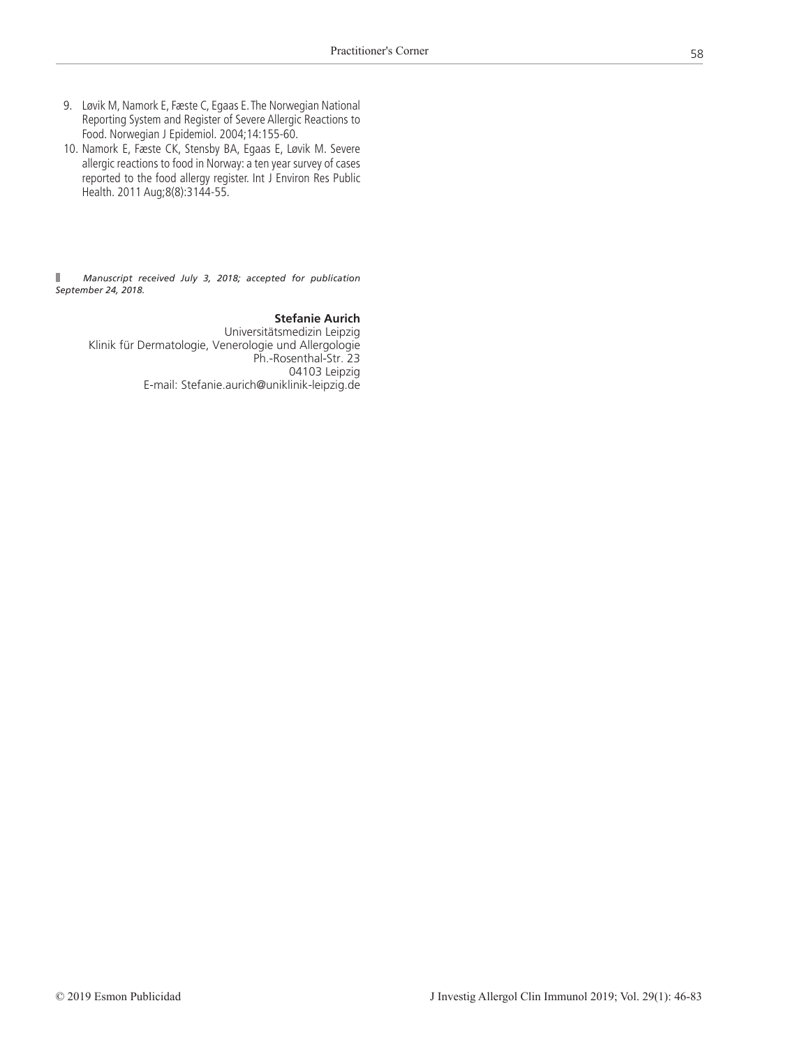9. Løvik M, Namork E, Fæste C, Egaas E. The Norwegian National Reporting System and Register of Severe Allergic Reactions to Food. Norwegian J Epidemiol. 2004;14:155-60.
10. Namork E, Fæste CK, Stensby BA, Egaas E, Løvik M. Severe allergic reactions to food in Norway: a ten year survey of cases reported to the food allergy register. Int J Environ Res Public Health. 2011 Aug;8(8):3144-55.

*Manuscript received July 3, 2018; accepted for publication September 24, 2018.*

**Stefanie Aurich**
Universitätsmedizin Leipzig
Klinik für Dermatologie, Venerologie und Allergologie
Ph.-Rosenthal-Str. 23
04103 Leipzig
E-mail: Stefanie.aurich@uniklinik-leipzig.de